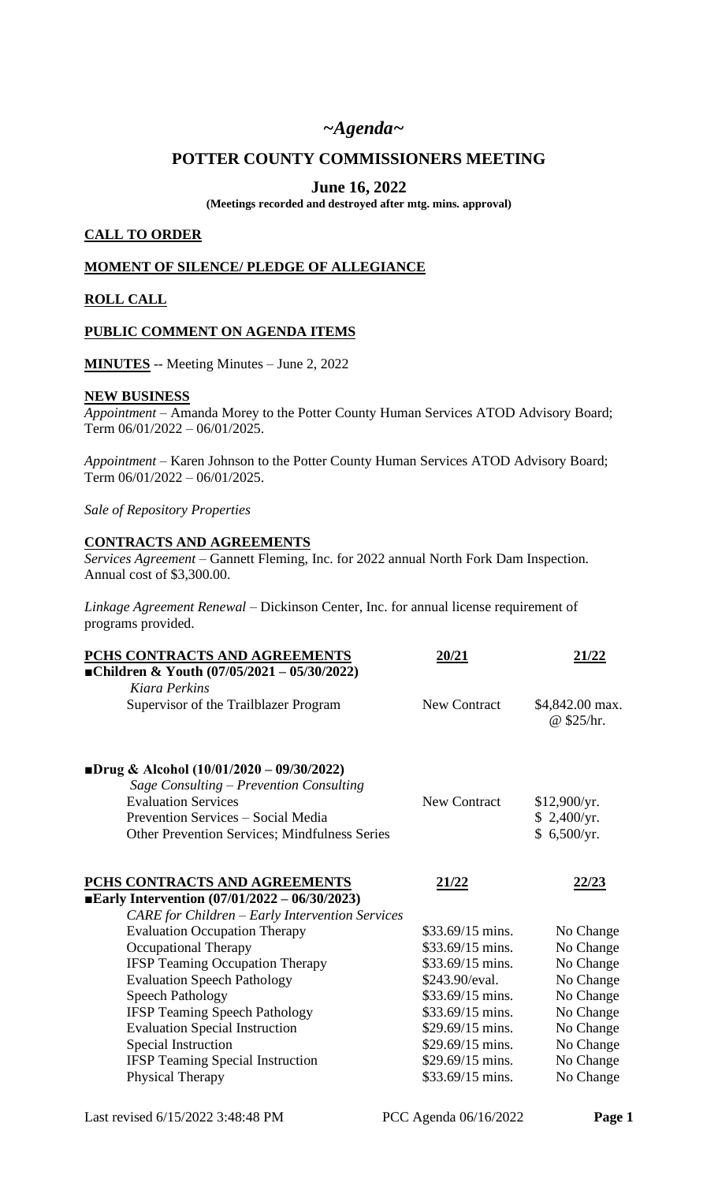# *~Agenda~*

## POTTER COUNTY COMMISSIONERS MEETING

### June 16, 2022

**(Meetings recorded and destroyed after mtg. mins. approval)**

**CALL TO ORDER**

**MOMENT OF SILENCE/ PLEDGE OF ALLEGIANCE**

**ROLL CALL**

**PUBLIC COMMENT ON AGENDA ITEMS**

**MINUTES** -- Meeting Minutes – June 2, 2022

**NEW BUSINESS**

*Appointment* – Amanda Morey to the Potter County Human Services ATOD Advisory Board; Term 06/01/2022 – 06/01/2025.

*Appointment* – Karen Johnson to the Potter County Human Services ATOD Advisory Board; Term 06/01/2022 – 06/01/2025.

*Sale of Repository Properties*

**CONTRACTS AND AGREEMENTS**

*Services Agreement* – Gannett Fleming, Inc. for 2022 annual North Fork Dam Inspection. Annual cost of $3,300.00.

*Linkage Agreement Renewal* – Dickinson Center, Inc. for annual license requirement of programs provided.

| **PCHS CONTRACTS AND AGREEMENTS** | **20/21** | **21/22** |
|---|---|---|
| **■Children & Youth (07/05/2021 – 05/30/2022)** | | |
| *Kiara Perkins* | | |
| Supervisor of the Trailblazer Program | New Contract | $4,842.00 max. @ $25/hr. |
| | | |
| **■Drug & Alcohol (10/01/2020 – 09/30/2022)** | | |
| *Sage Consulting – Prevention Consulting* | | |
| Evaluation Services | New Contract | $12,900/yr. |
| Prevention Services – Social Media | | $ 2,400/yr. |
| Other Prevention Services; Mindfulness Series | | $ 6,500/yr. |

| **PCHS CONTRACTS AND AGREEMENTS** | **21/22** | **22/23** |
|---|---|---|
| **■Early Intervention (07/01/2022 – 06/30/2023)** | | |
| *CARE for Children – Early Intervention Services* | | |
| Evaluation Occupation Therapy | $33.69/15 mins. | No Change |
| Occupational Therapy | $33.69/15 mins. | No Change |
| IFSP Teaming Occupation Therapy | $33.69/15 mins. | No Change |
| Evaluation Speech Pathology | $243.90/eval. | No Change |
| Speech Pathology | $33.69/15 mins. | No Change |
| IFSP Teaming Speech Pathology | $33.69/15 mins. | No Change |
| Evaluation Special Instruction | $29.69/15 mins. | No Change |
| Special Instruction | $29.69/15 mins. | No Change |
| IFSP Teaming Special Instruction | $29.69/15 mins. | No Change |
| Physical Therapy | $33.69/15 mins. | No Change |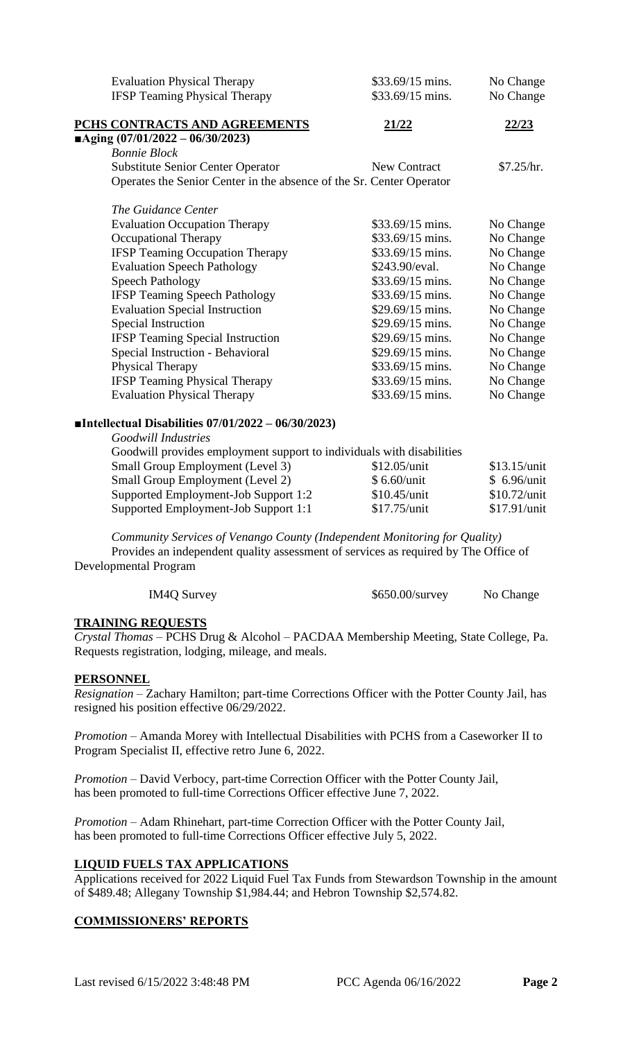| | | |
|---|---|---|
| Evaluation Physical Therapy | \$33.69/15 mins. | No Change |
| IFSP Teaming Physical Therapy | \$33.69/15 mins. | No Change |

## PCHS CONTRACTS AND AGREEMENTS

| | 21/22 | 22/23 |
|---|---|---|
| **■Aging (07/01/2022 – 06/30/2023)** | | |
| *Bonnie Block* | | |
| Substitute Senior Center Operator | New Contract | \$7.25/hr. |
| Operates the Senior Center in the absence of the Sr. Center Operator | | |
| *The Guidance Center* | | |
| Evaluation Occupation Therapy | \$33.69/15 mins. | No Change |
| Occupational Therapy | \$33.69/15 mins. | No Change |
| IFSP Teaming Occupation Therapy | \$33.69/15 mins. | No Change |
| Evaluation Speech Pathology | \$243.90/eval. | No Change |
| Speech Pathology | \$33.69/15 mins. | No Change |
| IFSP Teaming Speech Pathology | \$33.69/15 mins. | No Change |
| Evaluation Special Instruction | \$29.69/15 mins. | No Change |
| Special Instruction | \$29.69/15 mins. | No Change |
| IFSP Teaming Special Instruction | \$29.69/15 mins. | No Change |
| Special Instruction - Behavioral | \$29.69/15 mins. | No Change |
| Physical Therapy | \$33.69/15 mins. | No Change |
| IFSP Teaming Physical Therapy | \$33.69/15 mins. | No Change |
| Evaluation Physical Therapy | \$33.69/15 mins. | No Change |

**■Intellectual Disabilities 07/01/2022 – 06/30/2023)**

*Goodwill Industries*

Goodwill provides employment support to individuals with disabilities

| | | |
|---|---|---|
| Small Group Employment (Level 3) | \$12.05/unit | \$13.15/unit |
| Small Group Employment (Level 2) | \$ 6.60/unit | \$ 6.96/unit |
| Supported Employment-Job Support 1:2 | \$10.45/unit | \$10.72/unit |
| Supported Employment-Job Support 1:1 | \$17.75/unit | \$17.91/unit |

*Community Services of Venango County (Independent Monitoring for Quality)*

Provides an independent quality assessment of services as required by The Office of Developmental Program

| | | |
|---|---|---|
| IM4Q Survey | \$650.00/survey | No Change |

## TRAINING REQUESTS

*Crystal Thomas* – PCHS Drug & Alcohol – PACDAA Membership Meeting, State College, Pa. Requests registration, lodging, mileage, and meals.

## PERSONNEL

*Resignation* – Zachary Hamilton; part-time Corrections Officer with the Potter County Jail, has resigned his position effective 06/29/2022.

*Promotion* – Amanda Morey with Intellectual Disabilities with PCHS from a Caseworker II to Program Specialist II, effective retro June 6, 2022.

*Promotion* – David Verbocy, part-time Correction Officer with the Potter County Jail, has been promoted to full-time Corrections Officer effective June 7, 2022.

*Promotion* – Adam Rhinehart, part-time Correction Officer with the Potter County Jail, has been promoted to full-time Corrections Officer effective July 5, 2022.

## LIQUID FUELS TAX APPLICATIONS

Applications received for 2022 Liquid Fuel Tax Funds from Stewardson Township in the amount of \$489.48; Allegany Township \$1,984.44; and Hebron Township \$2,574.82.

## COMMISSIONERS' REPORTS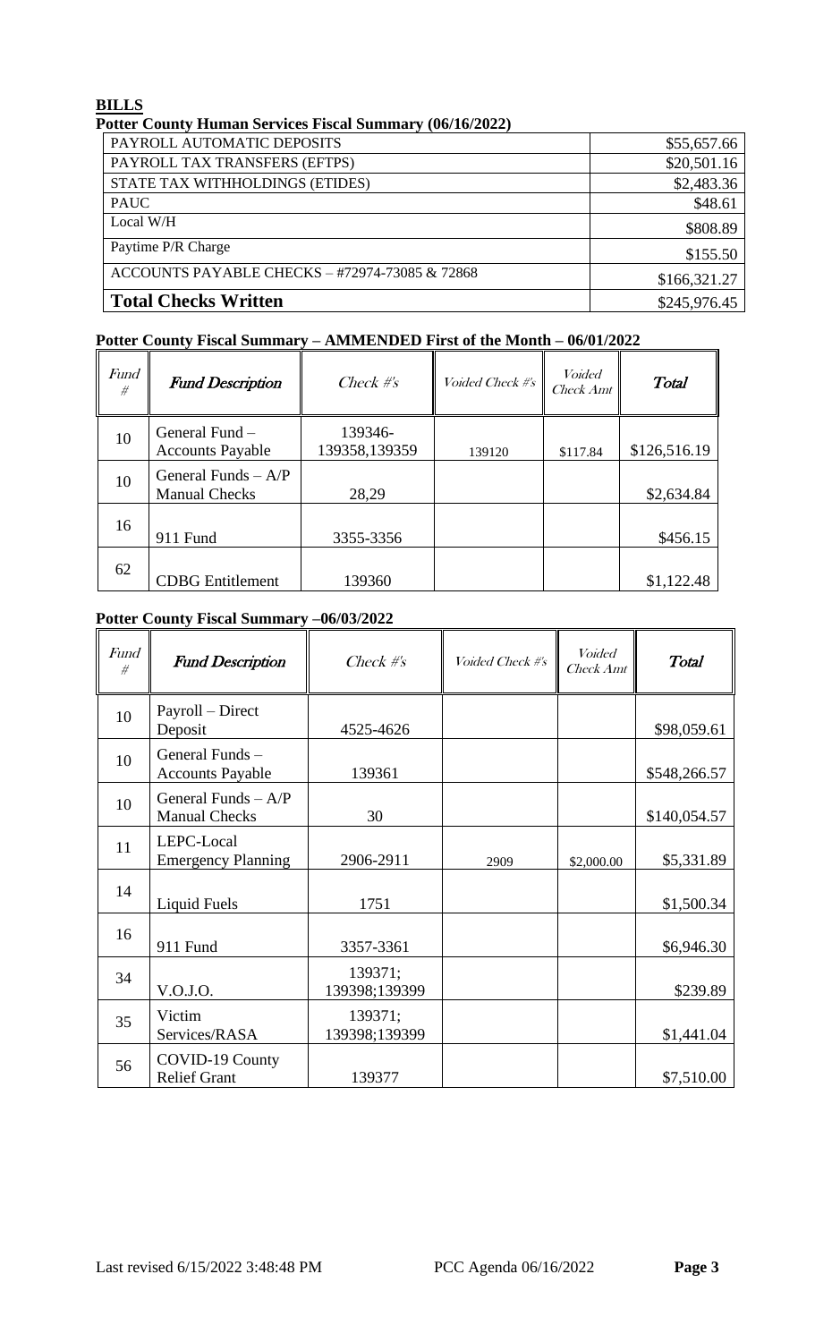**BILLS**

**Potter County Human Services Fiscal Summary (06/16/2022)**

| | |
|---|---|
| PAYROLL AUTOMATIC DEPOSITS | $55,657.66 |
| PAYROLL TAX TRANSFERS (EFTPS) | $20,501.16 |
| STATE TAX WITHHOLDINGS (ETIDES) | $2,483.36 |
| PAUC | $48.61 |
| Local W/H | $808.89 |
| Paytime P/R Charge | $155.50 |
| ACCOUNTS PAYABLE CHECKS – #72974-73085 & 72868 | $166,321.27 |
| **Total Checks Written** | $245,976.45 |

**Potter County Fiscal Summary – AMMENDED First of the Month – 06/01/2022**

| *Fund #* | ***Fund Description*** | *Check #'s* | *Voided Check #'s* | *Voided Check Amt* | ***Total*** |
|---|---|---|---|---|---|
| 10 | General Fund – Accounts Payable | 139346-139358,139359 | 139120 | $117.84 | $126,516.19 |
| 10 | General Funds – A/P Manual Checks | 28,29 | | | $2,634.84 |
| 16 | 911 Fund | 3355-3356 | | | $456.15 |
| 62 | CDBG Entitlement | 139360 | | | $1,122.48 |

**Potter County Fiscal Summary –06/03/2022**

| *Fund #* | ***Fund Description*** | *Check #'s* | *Voided Check #'s* | *Voided Check Amt* | ***Total*** |
|---|---|---|---|---|---|
| 10 | Payroll – Direct Deposit | 4525-4626 | | | $98,059.61 |
| 10 | General Funds – Accounts Payable | 139361 | | | $548,266.57 |
| 10 | General Funds – A/P Manual Checks | 30 | | | $140,054.57 |
| 11 | LEPC-Local Emergency Planning | 2906-2911 | 2909 | $2,000.00 | $5,331.89 |
| 14 | Liquid Fuels | 1751 | | | $1,500.34 |
| 16 | 911 Fund | 3357-3361 | | | $6,946.30 |
| 34 | V.O.J.O. | 139371; 139398;139399 | | | $239.89 |
| 35 | Victim Services/RASA | 139371; 139398;139399 | | | $1,441.04 |
| 56 | COVID-19 County Relief Grant | 139377 | | | $7,510.00 |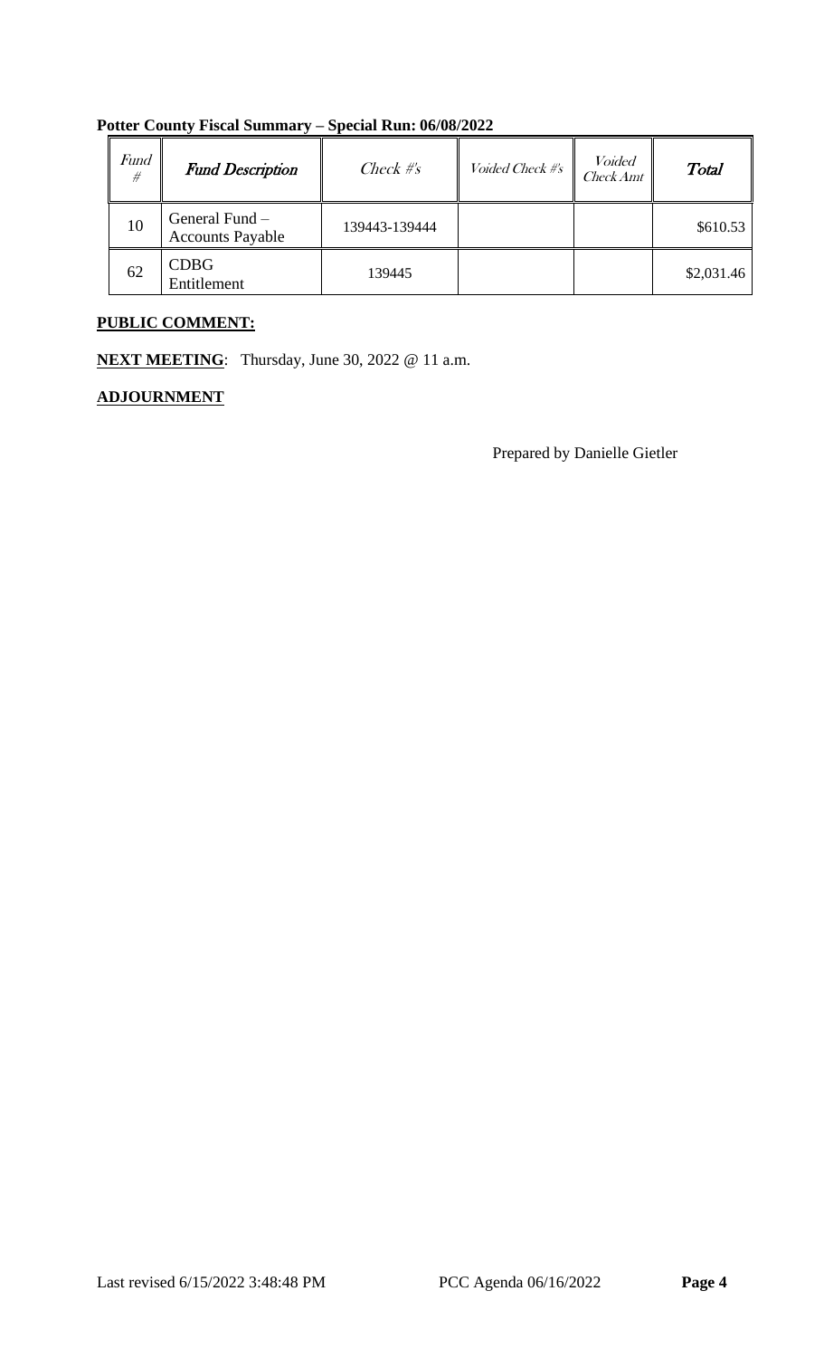**Potter County Fiscal Summary – Special Run: 06/08/2022**

| Fund # | Fund Description | Check #'s | Voided Check #'s | Voided Check Amt | Total |
|---|---|---|---|---|---|
| 10 | General Fund – Accounts Payable | 139443-139444 | | | $610.53 |
| 62 | CDBG Entitlement | 139445 | | | $2,031.46 |

**PUBLIC COMMENT:**

**NEXT MEETING**: Thursday, June 30, 2022 @ 11 a.m.

**ADJOURNMENT**

Prepared by Danielle Gietler